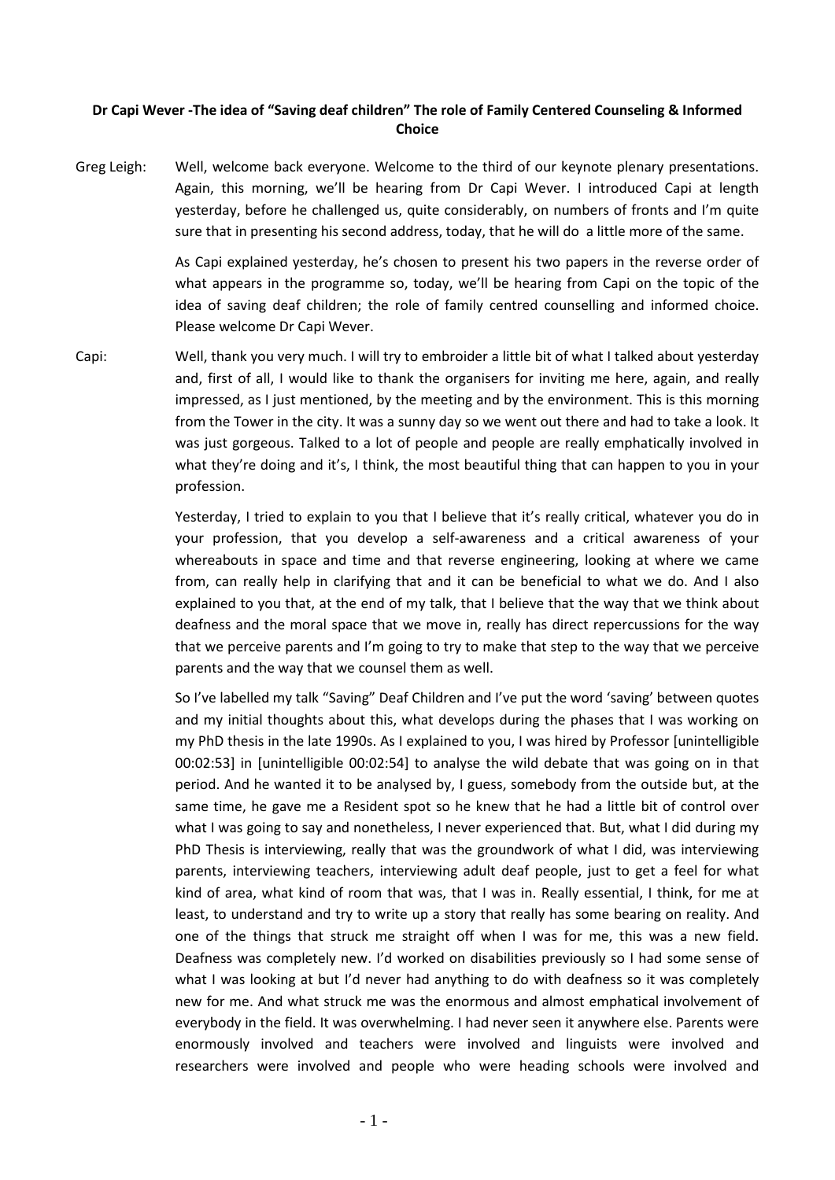**Dr Capi Wever -The idea of "Saving deaf children" The role of Family Centered Counseling & Informed Choice**

Greg Leigh: Well, welcome back everyone. Welcome to the third of our keynote plenary presentations. Again, this morning, we'll be hearing from Dr Capi Wever. I introduced Capi at length yesterday, before he challenged us, quite considerably, on numbers of fronts and I'm quite sure that in presenting his second address, today, that he will do a little more of the same.

As Capi explained yesterday, he's chosen to present his two papers in the reverse order of what appears in the programme so, today, we'll be hearing from Capi on the topic of the idea of saving deaf children; the role of family centred counselling and informed choice. Please welcome Dr Capi Wever.

Capi: Well, thank you very much. I will try to embroider a little bit of what I talked about yesterday and, first of all, I would like to thank the organisers for inviting me here, again, and really impressed, as I just mentioned, by the meeting and by the environment. This is this morning from the Tower in the city. It was a sunny day so we went out there and had to take a look. It was just gorgeous. Talked to a lot of people and people are really emphatically involved in what they're doing and it's, I think, the most beautiful thing that can happen to you in your profession.

Yesterday, I tried to explain to you that I believe that it's really critical, whatever you do in your profession, that you develop a self-awareness and a critical awareness of your whereabouts in space and time and that reverse engineering, looking at where we came from, can really help in clarifying that and it can be beneficial to what we do. And I also explained to you that, at the end of my talk, that I believe that the way that we think about deafness and the moral space that we move in, really has direct repercussions for the way that we perceive parents and I'm going to try to make that step to the way that we perceive parents and the way that we counsel them as well.

So I've labelled my talk "Saving" Deaf Children and I've put the word 'saving' between quotes and my initial thoughts about this, what develops during the phases that I was working on my PhD thesis in the late 1990s. As I explained to you, I was hired by Professor [unintelligible 00:02:53] in [unintelligible 00:02:54] to analyse the wild debate that was going on in that period. And he wanted it to be analysed by, I guess, somebody from the outside but, at the same time, he gave me a Resident spot so he knew that he had a little bit of control over what I was going to say and nonetheless, I never experienced that. But, what I did during my PhD Thesis is interviewing, really that was the groundwork of what I did, was interviewing parents, interviewing teachers, interviewing adult deaf people, just to get a feel for what kind of area, what kind of room that was, that I was in. Really essential, I think, for me at least, to understand and try to write up a story that really has some bearing on reality. And one of the things that struck me straight off when I was for me, this was a new field. Deafness was completely new. I'd worked on disabilities previously so I had some sense of what I was looking at but I'd never had anything to do with deafness so it was completely new for me. And what struck me was the enormous and almost emphatical involvement of everybody in the field. It was overwhelming. I had never seen it anywhere else. Parents were enormously involved and teachers were involved and linguists were involved and researchers were involved and people who were heading schools were involved and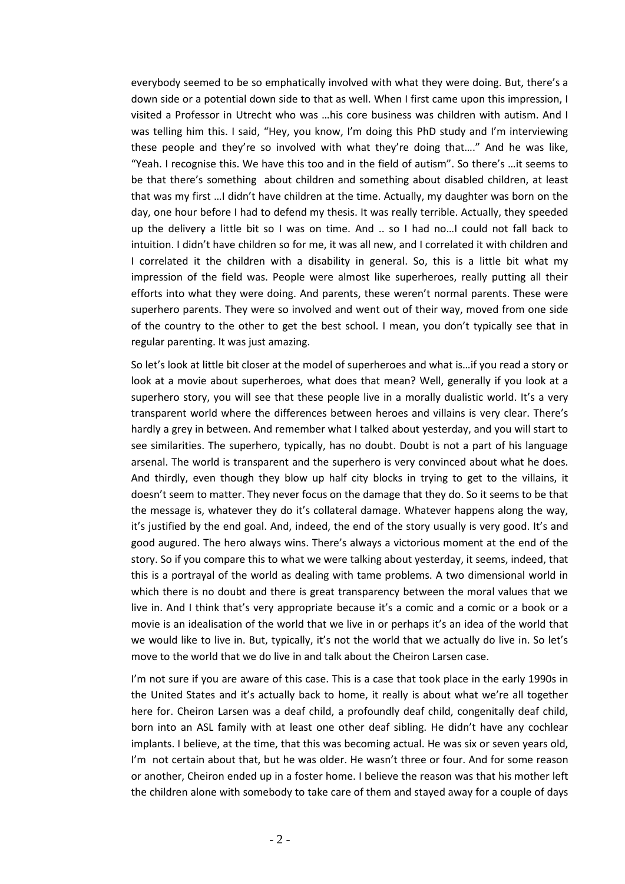everybody seemed to be so emphatically involved with what they were doing. But, there's a down side or a potential down side to that as well. When I first came upon this impression, I visited a Professor in Utrecht who was …his core business was children with autism. And I was telling him this. I said, "Hey, you know, I'm doing this PhD study and I'm interviewing these people and they're so involved with what they're doing that…." And he was like, "Yeah. I recognise this. We have this too and in the field of autism". So there's …it seems to be that there's something about children and something about disabled children, at least that was my first …I didn't have children at the time. Actually, my daughter was born on the day, one hour before I had to defend my thesis. It was really terrible. Actually, they speeded up the delivery a little bit so I was on time. And .. so I had no…I could not fall back to intuition. I didn't have children so for me, it was all new, and I correlated it with children and I correlated it the children with a disability in general. So, this is a little bit what my impression of the field was. People were almost like superheroes, really putting all their efforts into what they were doing. And parents, these weren't normal parents. These were superhero parents. They were so involved and went out of their way, moved from one side of the country to the other to get the best school. I mean, you don't typically see that in regular parenting. It was just amazing.

So let's look at little bit closer at the model of superheroes and what is…if you read a story or look at a movie about superheroes, what does that mean? Well, generally if you look at a superhero story, you will see that these people live in a morally dualistic world. It's a very transparent world where the differences between heroes and villains is very clear. There's hardly a grey in between. And remember what I talked about yesterday, and you will start to see similarities. The superhero, typically, has no doubt. Doubt is not a part of his language arsenal. The world is transparent and the superhero is very convinced about what he does. And thirdly, even though they blow up half city blocks in trying to get to the villains, it doesn't seem to matter. They never focus on the damage that they do. So it seems to be that the message is, whatever they do it's collateral damage. Whatever happens along the way, it's justified by the end goal. And, indeed, the end of the story usually is very good. It's and good augured. The hero always wins. There's always a victorious moment at the end of the story. So if you compare this to what we were talking about yesterday, it seems, indeed, that this is a portrayal of the world as dealing with tame problems. A two dimensional world in which there is no doubt and there is great transparency between the moral values that we live in. And I think that's very appropriate because it's a comic and a comic or a book or a movie is an idealisation of the world that we live in or perhaps it's an idea of the world that we would like to live in. But, typically, it's not the world that we actually do live in. So let's move to the world that we do live in and talk about the Cheiron Larsen case.

I'm not sure if you are aware of this case. This is a case that took place in the early 1990s in the United States and it's actually back to home, it really is about what we're all together here for. Cheiron Larsen was a deaf child, a profoundly deaf child, congenitally deaf child, born into an ASL family with at least one other deaf sibling. He didn't have any cochlear implants. I believe, at the time, that this was becoming actual. He was six or seven years old, I'm not certain about that, but he was older. He wasn't three or four. And for some reason or another, Cheiron ended up in a foster home. I believe the reason was that his mother left the children alone with somebody to take care of them and stayed away for a couple of days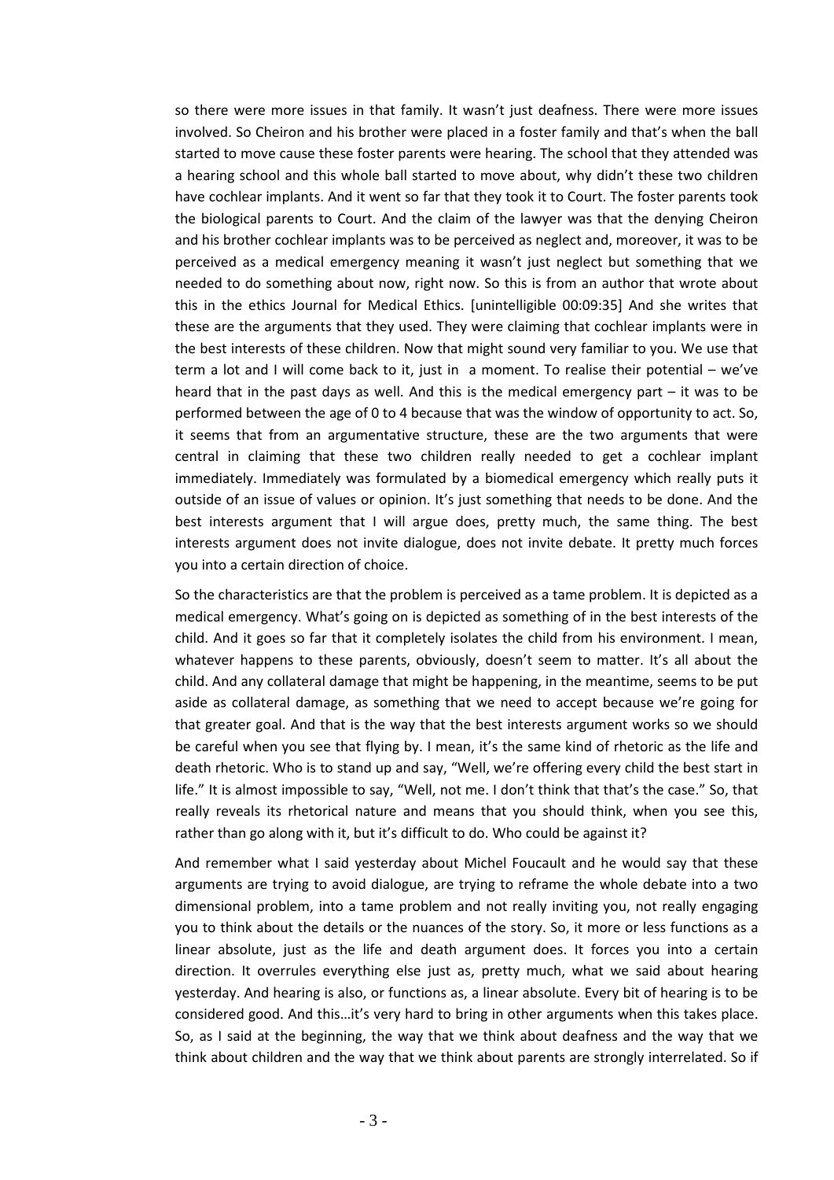so there were more issues in that family. It wasn't just deafness. There were more issues involved. So Cheiron and his brother were placed in a foster family and that's when the ball started to move cause these foster parents were hearing. The school that they attended was a hearing school and this whole ball started to move about, why didn't these two children have cochlear implants. And it went so far that they took it to Court. The foster parents took the biological parents to Court. And the claim of the lawyer was that the denying Cheiron and his brother cochlear implants was to be perceived as neglect and, moreover, it was to be perceived as a medical emergency meaning it wasn't just neglect but something that we needed to do something about now, right now. So this is from an author that wrote about this in the ethics Journal for Medical Ethics. [unintelligible 00:09:35] And she writes that these are the arguments that they used. They were claiming that cochlear implants were in the best interests of these children. Now that might sound very familiar to you. We use that term a lot and I will come back to it, just in a moment. To realise their potential – we've heard that in the past days as well. And this is the medical emergency part – it was to be performed between the age of 0 to 4 because that was the window of opportunity to act. So, it seems that from an argumentative structure, these are the two arguments that were central in claiming that these two children really needed to get a cochlear implant immediately. Immediately was formulated by a biomedical emergency which really puts it outside of an issue of values or opinion. It's just something that needs to be done. And the best interests argument that I will argue does, pretty much, the same thing. The best interests argument does not invite dialogue, does not invite debate. It pretty much forces you into a certain direction of choice.

So the characteristics are that the problem is perceived as a tame problem. It is depicted as a medical emergency. What's going on is depicted as something of in the best interests of the child. And it goes so far that it completely isolates the child from his environment. I mean, whatever happens to these parents, obviously, doesn't seem to matter. It's all about the child. And any collateral damage that might be happening, in the meantime, seems to be put aside as collateral damage, as something that we need to accept because we're going for that greater goal. And that is the way that the best interests argument works so we should be careful when you see that flying by. I mean, it's the same kind of rhetoric as the life and death rhetoric. Who is to stand up and say, "Well, we're offering every child the best start in life." It is almost impossible to say, "Well, not me. I don't think that that's the case." So, that really reveals its rhetorical nature and means that you should think, when you see this, rather than go along with it, but it's difficult to do. Who could be against it?

And remember what I said yesterday about Michel Foucault and he would say that these arguments are trying to avoid dialogue, are trying to reframe the whole debate into a two dimensional problem, into a tame problem and not really inviting you, not really engaging you to think about the details or the nuances of the story. So, it more or less functions as a linear absolute, just as the life and death argument does. It forces you into a certain direction. It overrules everything else just as, pretty much, what we said about hearing yesterday. And hearing is also, or functions as, a linear absolute. Every bit of hearing is to be considered good. And this…it's very hard to bring in other arguments when this takes place. So, as I said at the beginning, the way that we think about deafness and the way that we think about children and the way that we think about parents are strongly interrelated. So if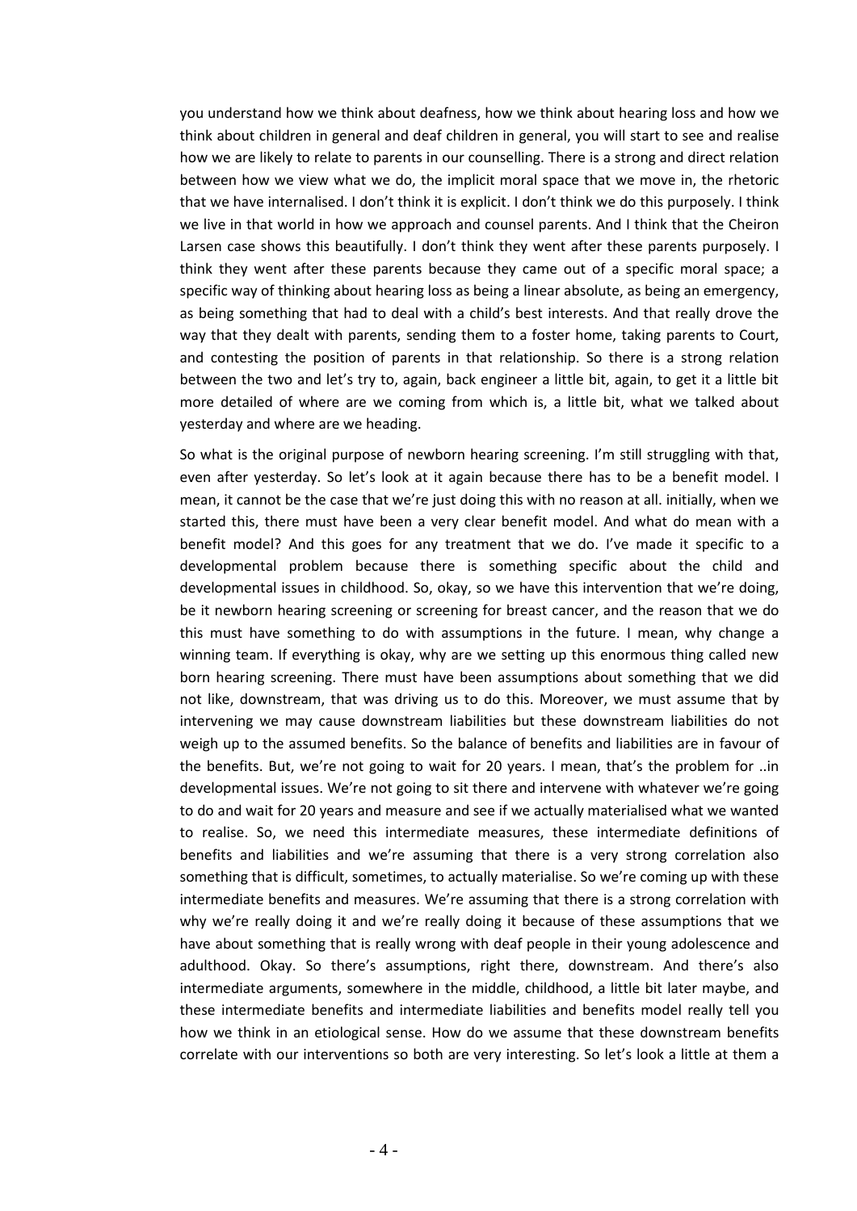you understand how we think about deafness, how we think about hearing loss and how we think about children in general and deaf children in general, you will start to see and realise how we are likely to relate to parents in our counselling. There is a strong and direct relation between how we view what we do, the implicit moral space that we move in, the rhetoric that we have internalised. I don't think it is explicit. I don't think we do this purposely. I think we live in that world in how we approach and counsel parents. And I think that the Cheiron Larsen case shows this beautifully. I don't think they went after these parents purposely. I think they went after these parents because they came out of a specific moral space; a specific way of thinking about hearing loss as being a linear absolute, as being an emergency, as being something that had to deal with a child's best interests. And that really drove the way that they dealt with parents, sending them to a foster home, taking parents to Court, and contesting the position of parents in that relationship. So there is a strong relation between the two and let's try to, again, back engineer a little bit, again, to get it a little bit more detailed of where are we coming from which is, a little bit, what we talked about yesterday and where are we heading.

So what is the original purpose of newborn hearing screening. I'm still struggling with that, even after yesterday. So let's look at it again because there has to be a benefit model. I mean, it cannot be the case that we're just doing this with no reason at all. initially, when we started this, there must have been a very clear benefit model. And what do mean with a benefit model? And this goes for any treatment that we do. I've made it specific to a developmental problem because there is something specific about the child and developmental issues in childhood. So, okay, so we have this intervention that we're doing, be it newborn hearing screening or screening for breast cancer, and the reason that we do this must have something to do with assumptions in the future. I mean, why change a winning team. If everything is okay, why are we setting up this enormous thing called new born hearing screening. There must have been assumptions about something that we did not like, downstream, that was driving us to do this. Moreover, we must assume that by intervening we may cause downstream liabilities but these downstream liabilities do not weigh up to the assumed benefits. So the balance of benefits and liabilities are in favour of the benefits. But, we're not going to wait for 20 years. I mean, that's the problem for ..in developmental issues. We're not going to sit there and intervene with whatever we're going to do and wait for 20 years and measure and see if we actually materialised what we wanted to realise. So, we need this intermediate measures, these intermediate definitions of benefits and liabilities and we're assuming that there is a very strong correlation also something that is difficult, sometimes, to actually materialise. So we're coming up with these intermediate benefits and measures. We're assuming that there is a strong correlation with why we're really doing it and we're really doing it because of these assumptions that we have about something that is really wrong with deaf people in their young adolescence and adulthood. Okay. So there's assumptions, right there, downstream. And there's also intermediate arguments, somewhere in the middle, childhood, a little bit later maybe, and these intermediate benefits and intermediate liabilities and benefits model really tell you how we think in an etiological sense. How do we assume that these downstream benefits correlate with our interventions so both are very interesting. So let's look a little at them a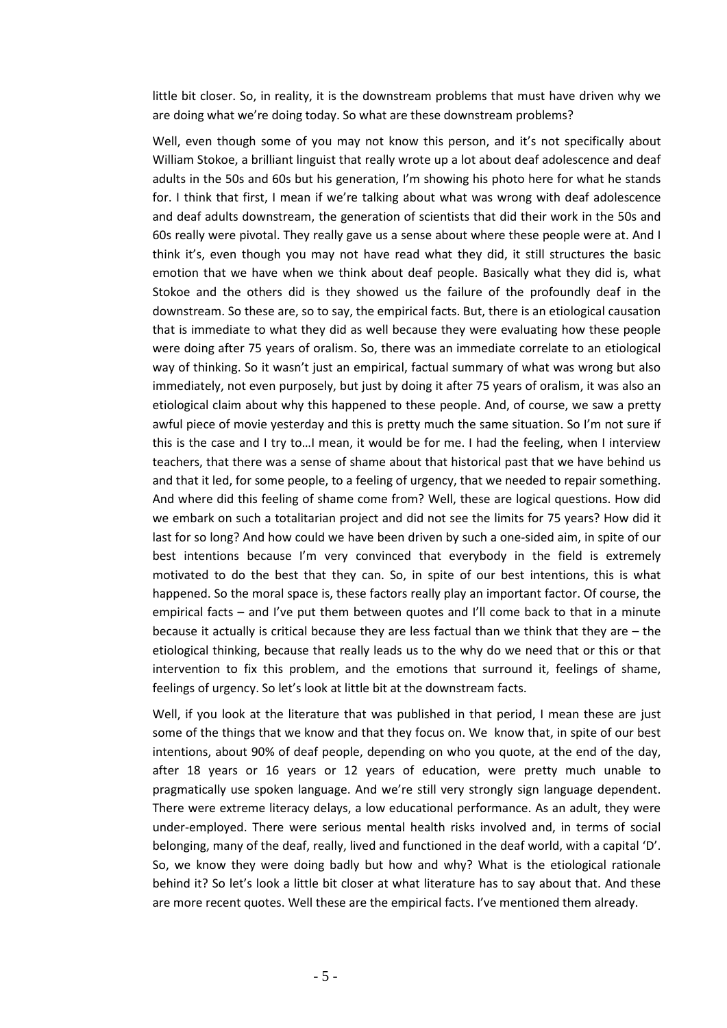little bit closer. So, in reality, it is the downstream problems that must have driven why we are doing what we're doing today. So what are these downstream problems?

Well, even though some of you may not know this person, and it's not specifically about William Stokoe, a brilliant linguist that really wrote up a lot about deaf adolescence and deaf adults in the 50s and 60s but his generation, I'm showing his photo here for what he stands for. I think that first, I mean if we're talking about what was wrong with deaf adolescence and deaf adults downstream, the generation of scientists that did their work in the 50s and 60s really were pivotal. They really gave us a sense about where these people were at. And I think it's, even though you may not have read what they did, it still structures the basic emotion that we have when we think about deaf people. Basically what they did is, what Stokoe and the others did is they showed us the failure of the profoundly deaf in the downstream. So these are, so to say, the empirical facts. But, there is an etiological causation that is immediate to what they did as well because they were evaluating how these people were doing after 75 years of oralism. So, there was an immediate correlate to an etiological way of thinking. So it wasn't just an empirical, factual summary of what was wrong but also immediately, not even purposely, but just by doing it after 75 years of oralism, it was also an etiological claim about why this happened to these people. And, of course, we saw a pretty awful piece of movie yesterday and this is pretty much the same situation. So I'm not sure if this is the case and I try to…I mean, it would be for me. I had the feeling, when I interview teachers, that there was a sense of shame about that historical past that we have behind us and that it led, for some people, to a feeling of urgency, that we needed to repair something. And where did this feeling of shame come from? Well, these are logical questions. How did we embark on such a totalitarian project and did not see the limits for 75 years? How did it last for so long? And how could we have been driven by such a one-sided aim, in spite of our best intentions because I'm very convinced that everybody in the field is extremely motivated to do the best that they can. So, in spite of our best intentions, this is what happened. So the moral space is, these factors really play an important factor. Of course, the empirical facts – and I've put them between quotes and I'll come back to that in a minute because it actually is critical because they are less factual than we think that they are – the etiological thinking, because that really leads us to the why do we need that or this or that intervention to fix this problem, and the emotions that surround it, feelings of shame, feelings of urgency. So let's look at little bit at the downstream facts.

Well, if you look at the literature that was published in that period, I mean these are just some of the things that we know and that they focus on. We know that, in spite of our best intentions, about 90% of deaf people, depending on who you quote, at the end of the day, after 18 years or 16 years or 12 years of education, were pretty much unable to pragmatically use spoken language. And we're still very strongly sign language dependent. There were extreme literacy delays, a low educational performance. As an adult, they were under-employed. There were serious mental health risks involved and, in terms of social belonging, many of the deaf, really, lived and functioned in the deaf world, with a capital 'D'. So, we know they were doing badly but how and why? What is the etiological rationale behind it? So let's look a little bit closer at what literature has to say about that. And these are more recent quotes. Well these are the empirical facts. I've mentioned them already.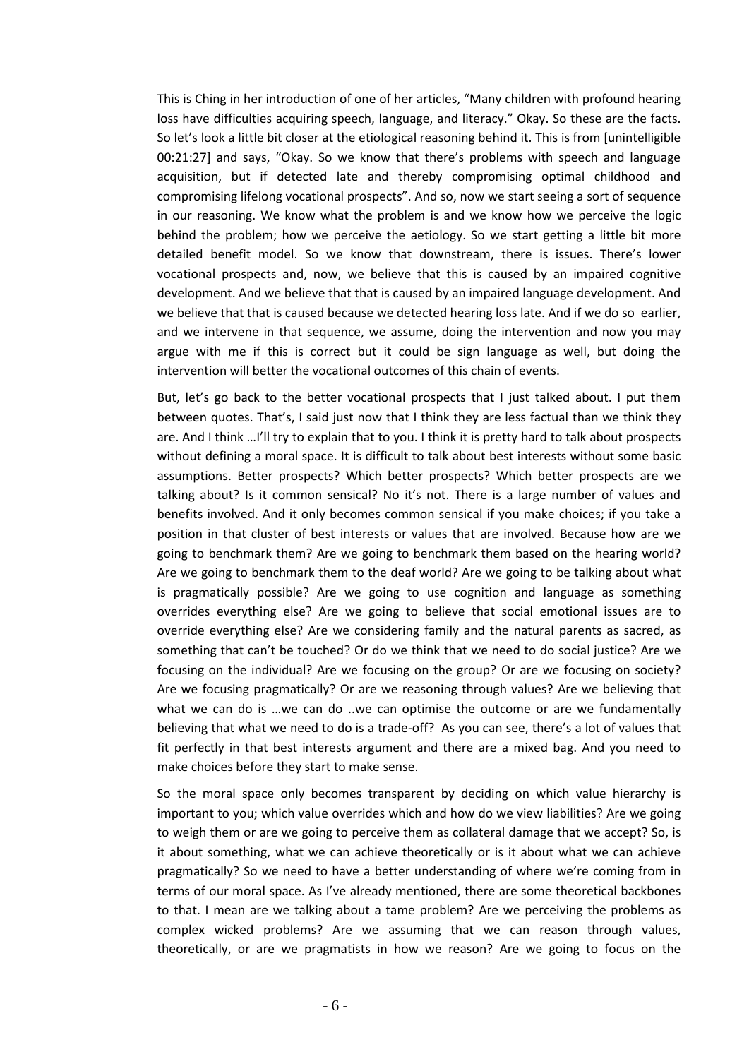This is Ching in her introduction of one of her articles, “Many children with profound hearing loss have difficulties acquiring speech, language, and literacy.” Okay. So these are the facts. So let’s look a little bit closer at the etiological reasoning behind it. This is from [unintelligible 00:21:27] and says, “Okay. So we know that there’s problems with speech and language acquisition, but if detected late and thereby compromising optimal childhood and compromising lifelong vocational prospects”. And so, now we start seeing a sort of sequence in our reasoning. We know what the problem is and we know how we perceive the logic behind the problem; how we perceive the aetiology. So we start getting a little bit more detailed benefit model. So we know that downstream, there is issues. There’s lower vocational prospects and, now, we believe that this is caused by an impaired cognitive development. And we believe that that is caused by an impaired language development. And we believe that that is caused because we detected hearing loss late. And if we do so earlier, and we intervene in that sequence, we assume, doing the intervention and now you may argue with me if this is correct but it could be sign language as well, but doing the intervention will better the vocational outcomes of this chain of events.

But, let’s go back to the better vocational prospects that I just talked about. I put them between quotes. That’s, I said just now that I think they are less factual than we think they are. And I think …I’ll try to explain that to you. I think it is pretty hard to talk about prospects without defining a moral space. It is difficult to talk about best interests without some basic assumptions. Better prospects? Which better prospects? Which better prospects are we talking about? Is it common sensical? No it’s not. There is a large number of values and benefits involved. And it only becomes common sensical if you make choices; if you take a position in that cluster of best interests or values that are involved. Because how are we going to benchmark them? Are we going to benchmark them based on the hearing world? Are we going to benchmark them to the deaf world? Are we going to be talking about what is pragmatically possible? Are we going to use cognition and language as something overrides everything else? Are we going to believe that social emotional issues are to override everything else? Are we considering family and the natural parents as sacred, as something that can’t be touched? Or do we think that we need to do social justice? Are we focusing on the individual? Are we focusing on the group? Or are we focusing on society? Are we focusing pragmatically? Or are we reasoning through values? Are we believing that what we can do is …we can do ..we can optimise the outcome or are we fundamentally believing that what we need to do is a trade-off? As you can see, there’s a lot of values that fit perfectly in that best interests argument and there are a mixed bag. And you need to make choices before they start to make sense.

So the moral space only becomes transparent by deciding on which value hierarchy is important to you; which value overrides which and how do we view liabilities? Are we going to weigh them or are we going to perceive them as collateral damage that we accept? So, is it about something, what we can achieve theoretically or is it about what we can achieve pragmatically? So we need to have a better understanding of where we’re coming from in terms of our moral space. As I’ve already mentioned, there are some theoretical backbones to that. I mean are we talking about a tame problem? Are we perceiving the problems as complex wicked problems? Are we assuming that we can reason through values, theoretically, or are we pragmatists in how we reason? Are we going to focus on the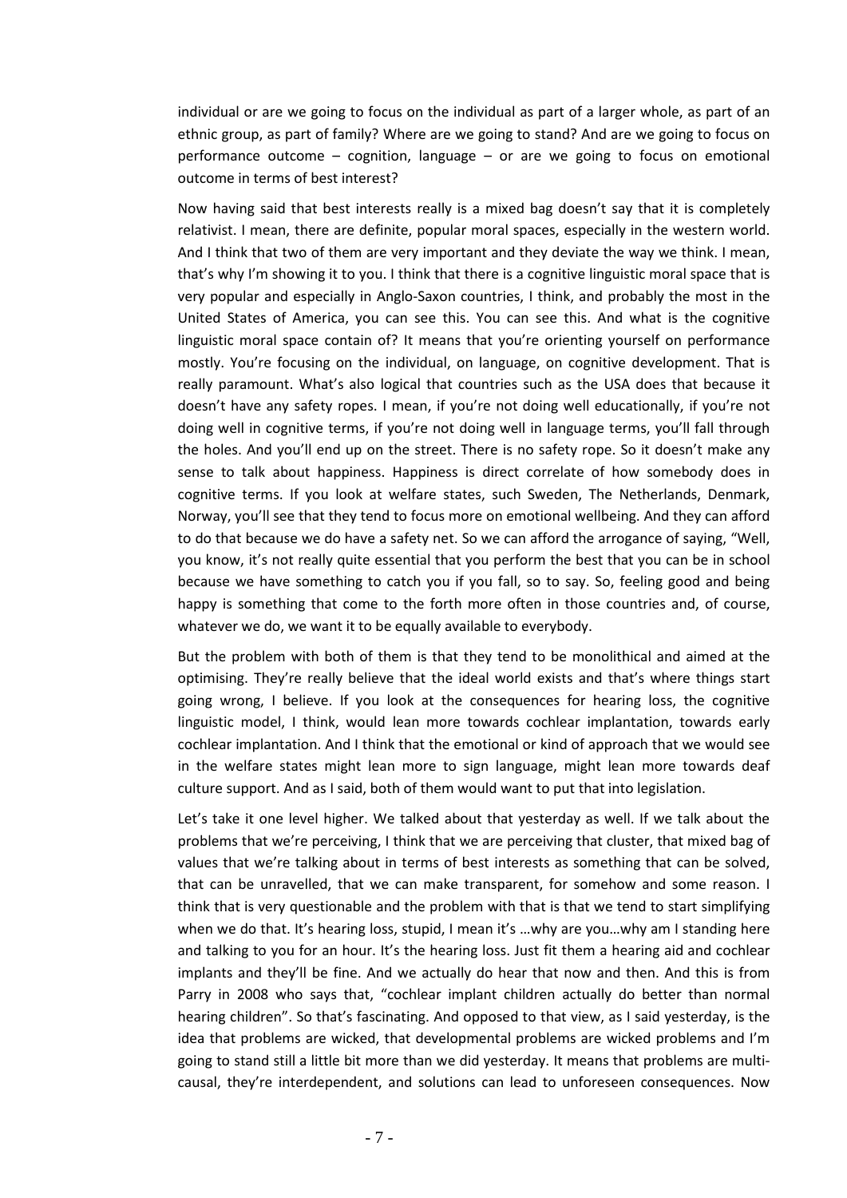individual or are we going to focus on the individual as part of a larger whole, as part of an ethnic group, as part of family? Where are we going to stand? And are we going to focus on performance outcome – cognition, language – or are we going to focus on emotional outcome in terms of best interest?

Now having said that best interests really is a mixed bag doesn't say that it is completely relativist. I mean, there are definite, popular moral spaces, especially in the western world. And I think that two of them are very important and they deviate the way we think. I mean, that's why I'm showing it to you. I think that there is a cognitive linguistic moral space that is very popular and especially in Anglo-Saxon countries, I think, and probably the most in the United States of America, you can see this. You can see this. And what is the cognitive linguistic moral space contain of? It means that you're orienting yourself on performance mostly. You're focusing on the individual, on language, on cognitive development. That is really paramount. What's also logical that countries such as the USA does that because it doesn't have any safety ropes. I mean, if you're not doing well educationally, if you're not doing well in cognitive terms, if you're not doing well in language terms, you'll fall through the holes. And you'll end up on the street. There is no safety rope. So it doesn't make any sense to talk about happiness. Happiness is direct correlate of how somebody does in cognitive terms. If you look at welfare states, such Sweden, The Netherlands, Denmark, Norway, you'll see that they tend to focus more on emotional wellbeing. And they can afford to do that because we do have a safety net. So we can afford the arrogance of saying, "Well, you know, it's not really quite essential that you perform the best that you can be in school because we have something to catch you if you fall, so to say. So, feeling good and being happy is something that come to the forth more often in those countries and, of course, whatever we do, we want it to be equally available to everybody.

But the problem with both of them is that they tend to be monolithical and aimed at the optimising. They're really believe that the ideal world exists and that's where things start going wrong, I believe. If you look at the consequences for hearing loss, the cognitive linguistic model, I think, would lean more towards cochlear implantation, towards early cochlear implantation. And I think that the emotional or kind of approach that we would see in the welfare states might lean more to sign language, might lean more towards deaf culture support. And as I said, both of them would want to put that into legislation.

Let's take it one level higher. We talked about that yesterday as well. If we talk about the problems that we're perceiving, I think that we are perceiving that cluster, that mixed bag of values that we're talking about in terms of best interests as something that can be solved, that can be unravelled, that we can make transparent, for somehow and some reason. I think that is very questionable and the problem with that is that we tend to start simplifying when we do that. It's hearing loss, stupid, I mean it's …why are you…why am I standing here and talking to you for an hour. It's the hearing loss. Just fit them a hearing aid and cochlear implants and they'll be fine. And we actually do hear that now and then. And this is from Parry in 2008 who says that, "cochlear implant children actually do better than normal hearing children". So that's fascinating. And opposed to that view, as I said yesterday, is the idea that problems are wicked, that developmental problems are wicked problems and I'm going to stand still a little bit more than we did yesterday. It means that problems are multi-causal, they're interdependent, and solutions can lead to unforeseen consequences. Now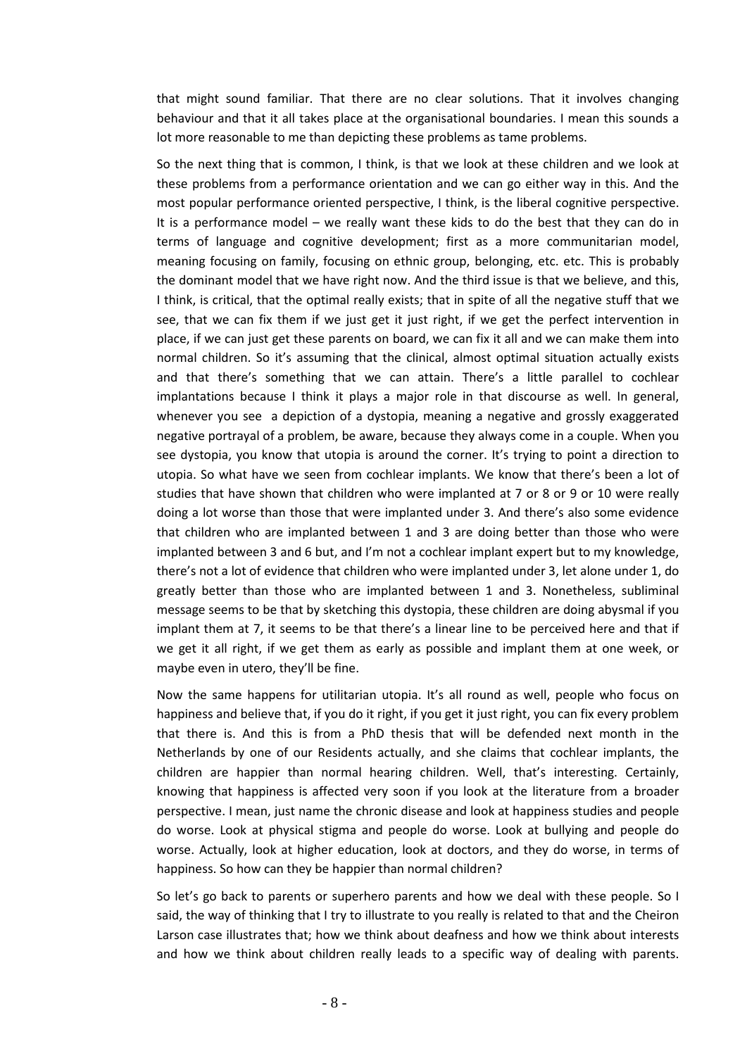that might sound familiar. That there are no clear solutions. That it involves changing behaviour and that it all takes place at the organisational boundaries. I mean this sounds a lot more reasonable to me than depicting these problems as tame problems.

So the next thing that is common, I think, is that we look at these children and we look at these problems from a performance orientation and we can go either way in this. And the most popular performance oriented perspective, I think, is the liberal cognitive perspective. It is a performance model – we really want these kids to do the best that they can do in terms of language and cognitive development; first as a more communitarian model, meaning focusing on family, focusing on ethnic group, belonging, etc. etc. This is probably the dominant model that we have right now. And the third issue is that we believe, and this, I think, is critical, that the optimal really exists; that in spite of all the negative stuff that we see, that we can fix them if we just get it just right, if we get the perfect intervention in place, if we can just get these parents on board, we can fix it all and we can make them into normal children. So it's assuming that the clinical, almost optimal situation actually exists and that there's something that we can attain. There's a little parallel to cochlear implantations because I think it plays a major role in that discourse as well. In general, whenever you see a depiction of a dystopia, meaning a negative and grossly exaggerated negative portrayal of a problem, be aware, because they always come in a couple. When you see dystopia, you know that utopia is around the corner. It's trying to point a direction to utopia. So what have we seen from cochlear implants. We know that there's been a lot of studies that have shown that children who were implanted at 7 or 8 or 9 or 10 were really doing a lot worse than those that were implanted under 3. And there's also some evidence that children who are implanted between 1 and 3 are doing better than those who were implanted between 3 and 6 but, and I'm not a cochlear implant expert but to my knowledge, there's not a lot of evidence that children who were implanted under 3, let alone under 1, do greatly better than those who are implanted between 1 and 3. Nonetheless, subliminal message seems to be that by sketching this dystopia, these children are doing abysmal if you implant them at 7, it seems to be that there's a linear line to be perceived here and that if we get it all right, if we get them as early as possible and implant them at one week, or maybe even in utero, they'll be fine.

Now the same happens for utilitarian utopia. It's all round as well, people who focus on happiness and believe that, if you do it right, if you get it just right, you can fix every problem that there is. And this is from a PhD thesis that will be defended next month in the Netherlands by one of our Residents actually, and she claims that cochlear implants, the children are happier than normal hearing children. Well, that's interesting. Certainly, knowing that happiness is affected very soon if you look at the literature from a broader perspective. I mean, just name the chronic disease and look at happiness studies and people do worse. Look at physical stigma and people do worse. Look at bullying and people do worse. Actually, look at higher education, look at doctors, and they do worse, in terms of happiness. So how can they be happier than normal children?

So let's go back to parents or superhero parents and how we deal with these people. So I said, the way of thinking that I try to illustrate to you really is related to that and the Cheiron Larson case illustrates that; how we think about deafness and how we think about interests and how we think about children really leads to a specific way of dealing with parents.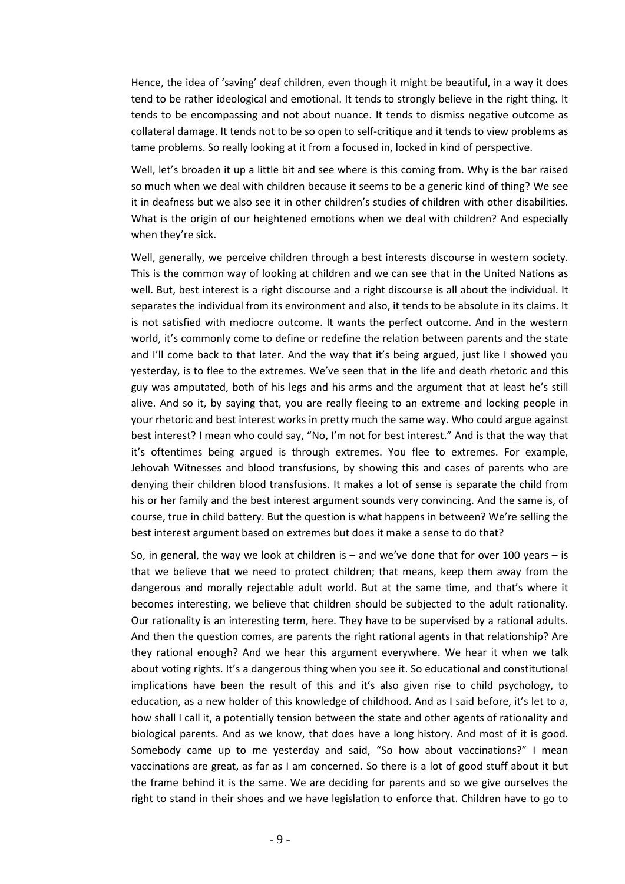Hence, the idea of 'saving' deaf children, even though it might be beautiful, in a way it does tend to be rather ideological and emotional. It tends to strongly believe in the right thing. It tends to be encompassing and not about nuance. It tends to dismiss negative outcome as collateral damage. It tends not to be so open to self-critique and it tends to view problems as tame problems. So really looking at it from a focused in, locked in kind of perspective.

Well, let's broaden it up a little bit and see where is this coming from. Why is the bar raised so much when we deal with children because it seems to be a generic kind of thing? We see it in deafness but we also see it in other children's studies of children with other disabilities. What is the origin of our heightened emotions when we deal with children? And especially when they're sick.

Well, generally, we perceive children through a best interests discourse in western society. This is the common way of looking at children and we can see that in the United Nations as well. But, best interest is a right discourse and a right discourse is all about the individual. It separates the individual from its environment and also, it tends to be absolute in its claims. It is not satisfied with mediocre outcome. It wants the perfect outcome. And in the western world, it's commonly come to define or redefine the relation between parents and the state and I'll come back to that later. And the way that it's being argued, just like I showed you yesterday, is to flee to the extremes. We've seen that in the life and death rhetoric and this guy was amputated, both of his legs and his arms and the argument that at least he's still alive. And so it, by saying that, you are really fleeing to an extreme and locking people in your rhetoric and best interest works in pretty much the same way. Who could argue against best interest? I mean who could say, "No, I'm not for best interest." And is that the way that it's oftentimes being argued is through extremes. You flee to extremes. For example, Jehovah Witnesses and blood transfusions, by showing this and cases of parents who are denying their children blood transfusions. It makes a lot of sense is separate the child from his or her family and the best interest argument sounds very convincing. And the same is, of course, true in child battery. But the question is what happens in between? We're selling the best interest argument based on extremes but does it make a sense to do that?

So, in general, the way we look at children is – and we've done that for over 100 years – is that we believe that we need to protect children; that means, keep them away from the dangerous and morally rejectable adult world. But at the same time, and that's where it becomes interesting, we believe that children should be subjected to the adult rationality. Our rationality is an interesting term, here. They have to be supervised by a rational adults. And then the question comes, are parents the right rational agents in that relationship? Are they rational enough? And we hear this argument everywhere. We hear it when we talk about voting rights. It's a dangerous thing when you see it. So educational and constitutional implications have been the result of this and it's also given rise to child psychology, to education, as a new holder of this knowledge of childhood. And as I said before, it's let to a, how shall I call it, a potentially tension between the state and other agents of rationality and biological parents. And as we know, that does have a long history. And most of it is good. Somebody came up to me yesterday and said, "So how about vaccinations?" I mean vaccinations are great, as far as I am concerned. So there is a lot of good stuff about it but the frame behind it is the same. We are deciding for parents and so we give ourselves the right to stand in their shoes and we have legislation to enforce that. Children have to go to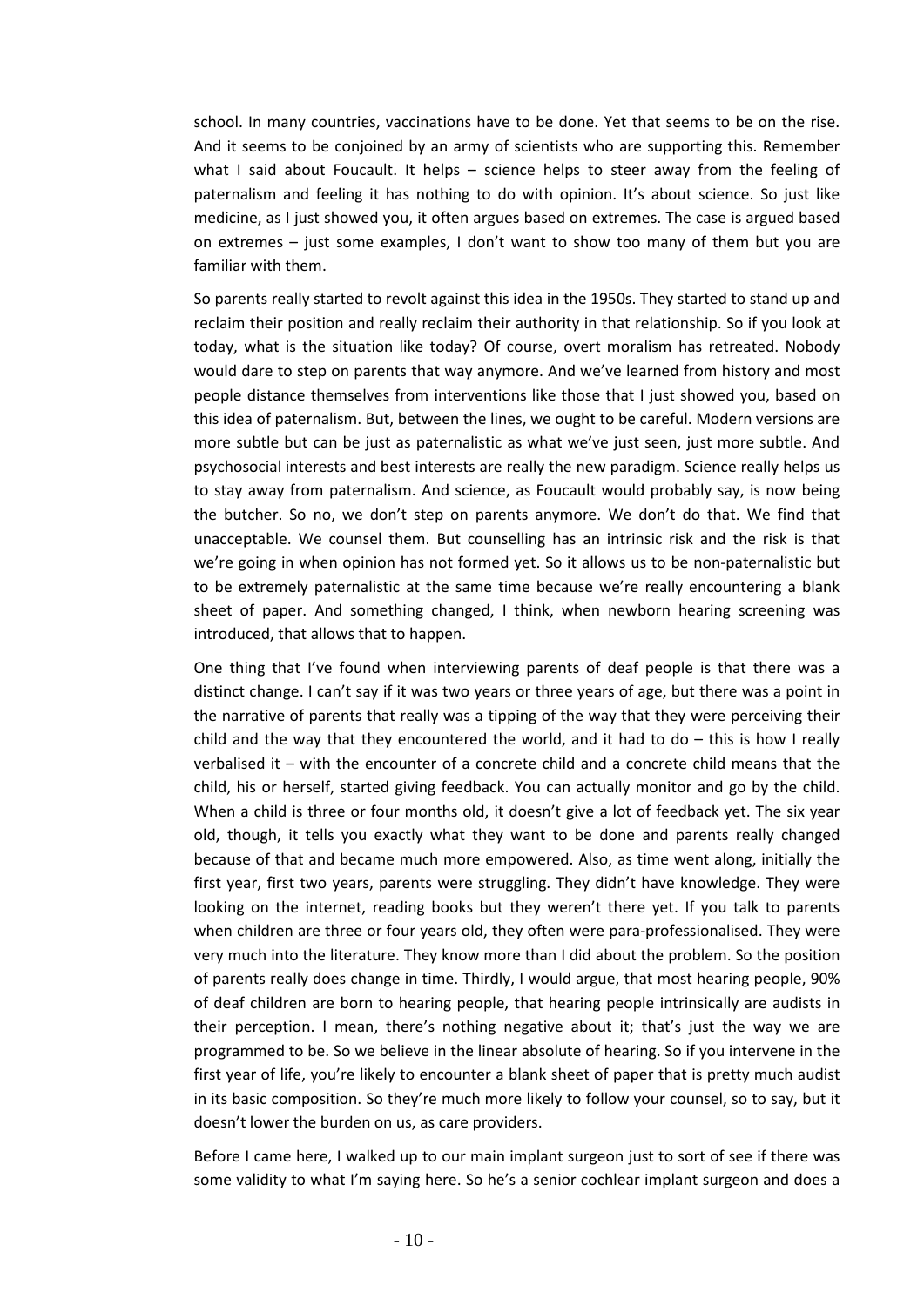school. In many countries, vaccinations have to be done. Yet that seems to be on the rise. And it seems to be conjoined by an army of scientists who are supporting this. Remember what I said about Foucault. It helps – science helps to steer away from the feeling of paternalism and feeling it has nothing to do with opinion. It's about science. So just like medicine, as I just showed you, it often argues based on extremes. The case is argued based on extremes – just some examples, I don't want to show too many of them but you are familiar with them.

So parents really started to revolt against this idea in the 1950s. They started to stand up and reclaim their position and really reclaim their authority in that relationship. So if you look at today, what is the situation like today? Of course, overt moralism has retreated. Nobody would dare to step on parents that way anymore. And we've learned from history and most people distance themselves from interventions like those that I just showed you, based on this idea of paternalism. But, between the lines, we ought to be careful. Modern versions are more subtle but can be just as paternalistic as what we've just seen, just more subtle. And psychosocial interests and best interests are really the new paradigm. Science really helps us to stay away from paternalism. And science, as Foucault would probably say, is now being the butcher. So no, we don't step on parents anymore. We don't do that. We find that unacceptable. We counsel them. But counselling has an intrinsic risk and the risk is that we're going in when opinion has not formed yet. So it allows us to be non-paternalistic but to be extremely paternalistic at the same time because we're really encountering a blank sheet of paper. And something changed, I think, when newborn hearing screening was introduced, that allows that to happen.

One thing that I've found when interviewing parents of deaf people is that there was a distinct change. I can't say if it was two years or three years of age, but there was a point in the narrative of parents that really was a tipping of the way that they were perceiving their child and the way that they encountered the world, and it had to do – this is how I really verbalised it – with the encounter of a concrete child and a concrete child means that the child, his or herself, started giving feedback. You can actually monitor and go by the child. When a child is three or four months old, it doesn't give a lot of feedback yet. The six year old, though, it tells you exactly what they want to be done and parents really changed because of that and became much more empowered. Also, as time went along, initially the first year, first two years, parents were struggling. They didn't have knowledge. They were looking on the internet, reading books but they weren't there yet. If you talk to parents when children are three or four years old, they often were para-professionalised. They were very much into the literature. They know more than I did about the problem. So the position of parents really does change in time. Thirdly, I would argue, that most hearing people, 90% of deaf children are born to hearing people, that hearing people intrinsically are audists in their perception. I mean, there's nothing negative about it; that's just the way we are programmed to be. So we believe in the linear absolute of hearing. So if you intervene in the first year of life, you're likely to encounter a blank sheet of paper that is pretty much audist in its basic composition. So they're much more likely to follow your counsel, so to say, but it doesn't lower the burden on us, as care providers.

Before I came here, I walked up to our main implant surgeon just to sort of see if there was some validity to what I'm saying here. So he's a senior cochlear implant surgeon and does a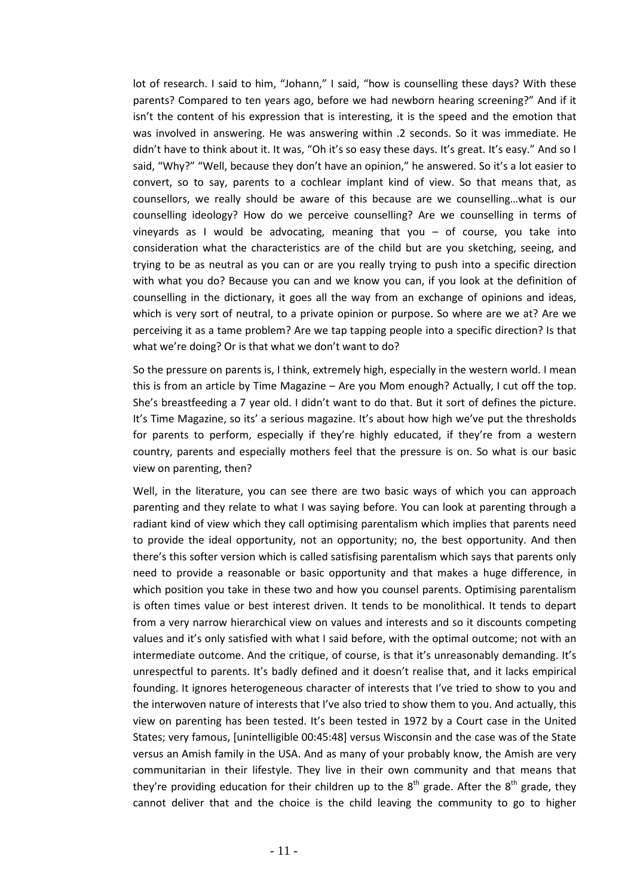lot of research. I said to him, "Johann," I said, "how is counselling these days? With these parents? Compared to ten years ago, before we had newborn hearing screening?" And if it isn't the content of his expression that is interesting, it is the speed and the emotion that was involved in answering. He was answering within .2 seconds. So it was immediate. He didn't have to think about it. It was, "Oh it's so easy these days. It's great. It's easy." And so I said, "Why?" "Well, because they don't have an opinion," he answered. So it's a lot easier to convert, so to say, parents to a cochlear implant kind of view. So that means that, as counsellors, we really should be aware of this because are we counselling…what is our counselling ideology? How do we perceive counselling? Are we counselling in terms of vineyards as I would be advocating, meaning that you – of course, you take into consideration what the characteristics are of the child but are you sketching, seeing, and trying to be as neutral as you can or are you really trying to push into a specific direction with what you do? Because you can and we know you can, if you look at the definition of counselling in the dictionary, it goes all the way from an exchange of opinions and ideas, which is very sort of neutral, to a private opinion or purpose. So where are we at? Are we perceiving it as a tame problem? Are we tap tapping people into a specific direction? Is that what we're doing? Or is that what we don't want to do?

So the pressure on parents is, I think, extremely high, especially in the western world. I mean this is from an article by Time Magazine – Are you Mom enough? Actually, I cut off the top. She's breastfeeding a 7 year old. I didn't want to do that. But it sort of defines the picture. It's Time Magazine, so its' a serious magazine. It's about how high we've put the thresholds for parents to perform, especially if they're highly educated, if they're from a western country, parents and especially mothers feel that the pressure is on. So what is our basic view on parenting, then?

Well, in the literature, you can see there are two basic ways of which you can approach parenting and they relate to what I was saying before. You can look at parenting through a radiant kind of view which they call optimising parentalism which implies that parents need to provide the ideal opportunity, not an opportunity; no, the best opportunity. And then there's this softer version which is called satisfising parentalism which says that parents only need to provide a reasonable or basic opportunity and that makes a huge difference, in which position you take in these two and how you counsel parents. Optimising parentalism is often times value or best interest driven. It tends to be monolithical. It tends to depart from a very narrow hierarchical view on values and interests and so it discounts competing values and it's only satisfied with what I said before, with the optimal outcome; not with an intermediate outcome. And the critique, of course, is that it's unreasonably demanding. It's unrespectful to parents. It's badly defined and it doesn't realise that, and it lacks empirical founding. It ignores heterogeneous character of interests that I've tried to show to you and the interwoven nature of interests that I've also tried to show them to you. And actually, this view on parenting has been tested. It's been tested in 1972 by a Court case in the United States; very famous, [unintelligible 00:45:48] versus Wisconsin and the case was of the State versus an Amish family in the USA. And as many of your probably know, the Amish are very communitarian in their lifestyle. They live in their own community and that means that they're providing education for their children up to the 8th grade. After the 8th grade, they cannot deliver that and the choice is the child leaving the community to go to higher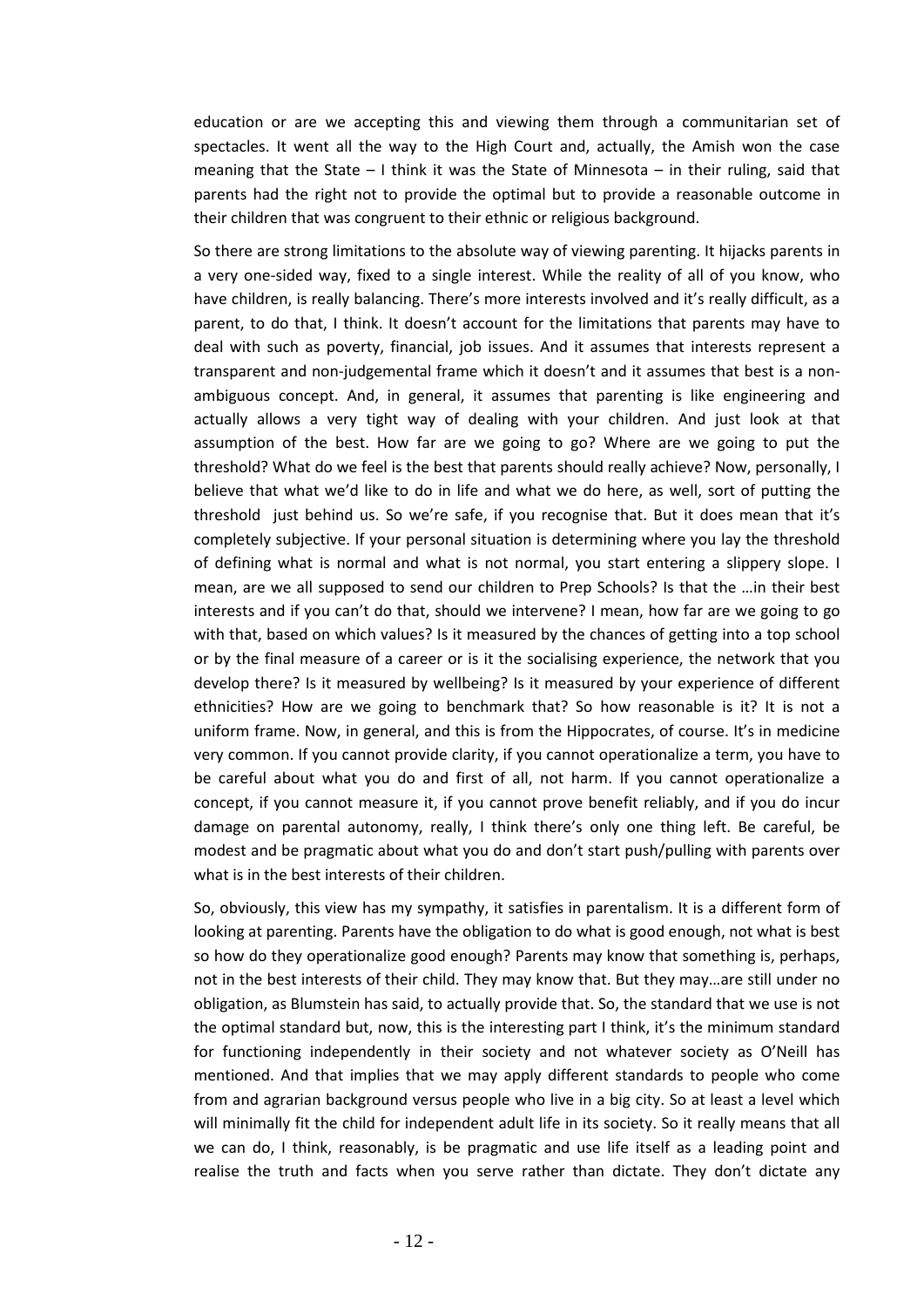education or are we accepting this and viewing them through a communitarian set of spectacles. It went all the way to the High Court and, actually, the Amish won the case meaning that the State – I think it was the State of Minnesota – in their ruling, said that parents had the right not to provide the optimal but to provide a reasonable outcome in their children that was congruent to their ethnic or religious background.

So there are strong limitations to the absolute way of viewing parenting. It hijacks parents in a very one-sided way, fixed to a single interest. While the reality of all of you know, who have children, is really balancing. There's more interests involved and it's really difficult, as a parent, to do that, I think. It doesn't account for the limitations that parents may have to deal with such as poverty, financial, job issues. And it assumes that interests represent a transparent and non-judgemental frame which it doesn't and it assumes that best is a non-ambiguous concept. And, in general, it assumes that parenting is like engineering and actually allows a very tight way of dealing with your children. And just look at that assumption of the best. How far are we going to go? Where are we going to put the threshold? What do we feel is the best that parents should really achieve? Now, personally, I believe that what we'd like to do in life and what we do here, as well, sort of putting the threshold just behind us. So we're safe, if you recognise that. But it does mean that it's completely subjective. If your personal situation is determining where you lay the threshold of defining what is normal and what is not normal, you start entering a slippery slope. I mean, are we all supposed to send our children to Prep Schools? Is that the …in their best interests and if you can't do that, should we intervene? I mean, how far are we going to go with that, based on which values? Is it measured by the chances of getting into a top school or by the final measure of a career or is it the socialising experience, the network that you develop there? Is it measured by wellbeing? Is it measured by your experience of different ethnicities? How are we going to benchmark that? So how reasonable is it? It is not a uniform frame. Now, in general, and this is from the Hippocrates, of course. It's in medicine very common. If you cannot provide clarity, if you cannot operationalize a term, you have to be careful about what you do and first of all, not harm. If you cannot operationalize a concept, if you cannot measure it, if you cannot prove benefit reliably, and if you do incur damage on parental autonomy, really, I think there's only one thing left. Be careful, be modest and be pragmatic about what you do and don't start push/pulling with parents over what is in the best interests of their children.

So, obviously, this view has my sympathy, it satisfies in parentalism. It is a different form of looking at parenting. Parents have the obligation to do what is good enough, not what is best so how do they operationalize good enough? Parents may know that something is, perhaps, not in the best interests of their child. They may know that. But they may…are still under no obligation, as Blumstein has said, to actually provide that. So, the standard that we use is not the optimal standard but, now, this is the interesting part I think, it's the minimum standard for functioning independently in their society and not whatever society as O'Neill has mentioned. And that implies that we may apply different standards to people who come from and agrarian background versus people who live in a big city. So at least a level which will minimally fit the child for independent adult life in its society. So it really means that all we can do, I think, reasonably, is be pragmatic and use life itself as a leading point and realise the truth and facts when you serve rather than dictate. They don't dictate any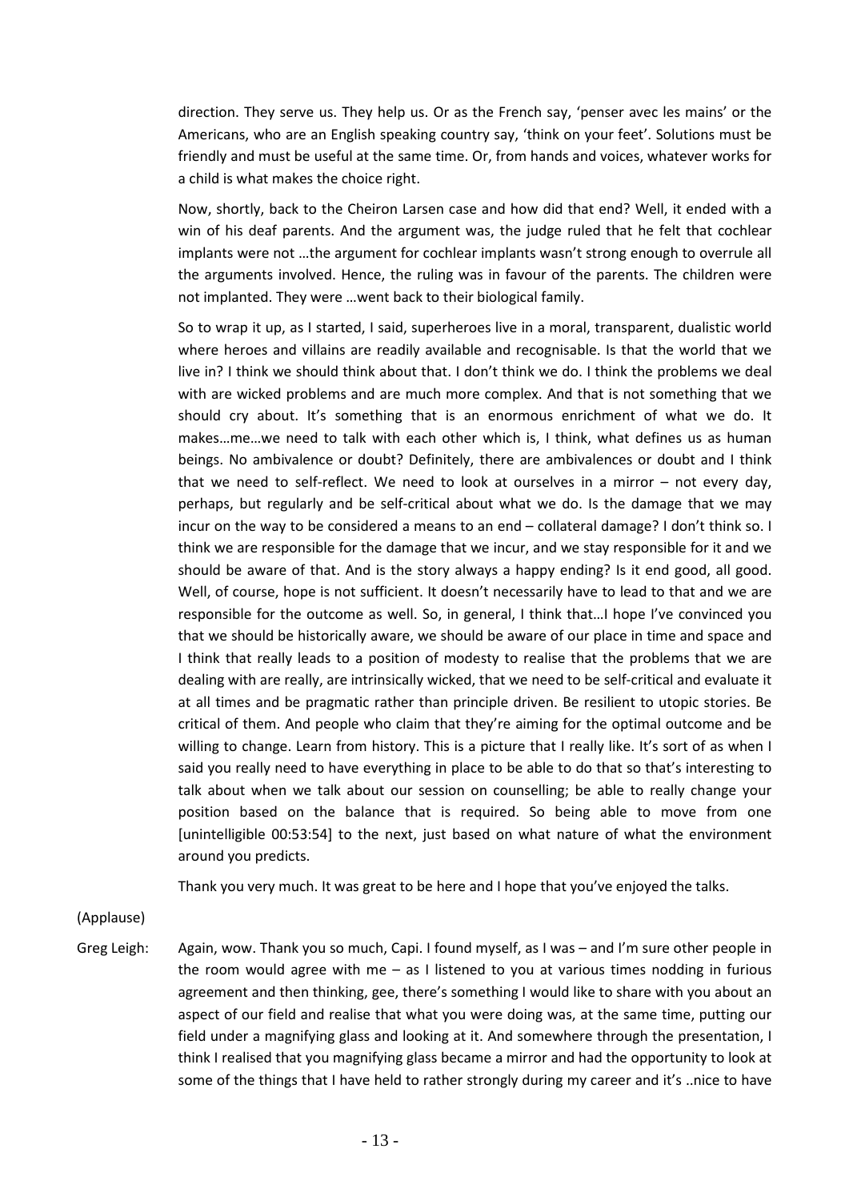direction. They serve us. They help us. Or as the French say, 'penser avec les mains' or the Americans, who are an English speaking country say, 'think on your feet'. Solutions must be friendly and must be useful at the same time. Or, from hands and voices, whatever works for a child is what makes the choice right.

Now, shortly, back to the Cheiron Larsen case and how did that end? Well, it ended with a win of his deaf parents. And the argument was, the judge ruled that he felt that cochlear implants were not …the argument for cochlear implants wasn't strong enough to overrule all the arguments involved. Hence, the ruling was in favour of the parents. The children were not implanted. They were …went back to their biological family.

So to wrap it up, as I started, I said, superheroes live in a moral, transparent, dualistic world where heroes and villains are readily available and recognisable. Is that the world that we live in? I think we should think about that. I don't think we do. I think the problems we deal with are wicked problems and are much more complex. And that is not something that we should cry about. It's something that is an enormous enrichment of what we do. It makes…me…we need to talk with each other which is, I think, what defines us as human beings. No ambivalence or doubt? Definitely, there are ambivalences or doubt and I think that we need to self-reflect. We need to look at ourselves in a mirror – not every day, perhaps, but regularly and be self-critical about what we do. Is the damage that we may incur on the way to be considered a means to an end – collateral damage? I don't think so. I think we are responsible for the damage that we incur, and we stay responsible for it and we should be aware of that. And is the story always a happy ending? Is it end good, all good. Well, of course, hope is not sufficient. It doesn't necessarily have to lead to that and we are responsible for the outcome as well. So, in general, I think that…I hope I've convinced you that we should be historically aware, we should be aware of our place in time and space and I think that really leads to a position of modesty to realise that the problems that we are dealing with are really, are intrinsically wicked, that we need to be self-critical and evaluate it at all times and be pragmatic rather than principle driven. Be resilient to utopic stories. Be critical of them. And people who claim that they're aiming for the optimal outcome and be willing to change. Learn from history. This is a picture that I really like. It's sort of as when I said you really need to have everything in place to be able to do that so that's interesting to talk about when we talk about our session on counselling; be able to really change your position based on the balance that is required. So being able to move from one [unintelligible 00:53:54] to the next, just based on what nature of what the environment around you predicts.

Thank you very much. It was great to be here and I hope that you've enjoyed the talks.

(Applause)

Greg Leigh: Again, wow. Thank you so much, Capi. I found myself, as I was – and I'm sure other people in the room would agree with me – as I listened to you at various times nodding in furious agreement and then thinking, gee, there's something I would like to share with you about an aspect of our field and realise that what you were doing was, at the same time, putting our field under a magnifying glass and looking at it. And somewhere through the presentation, I think I realised that you magnifying glass became a mirror and had the opportunity to look at some of the things that I have held to rather strongly during my career and it's ..nice to have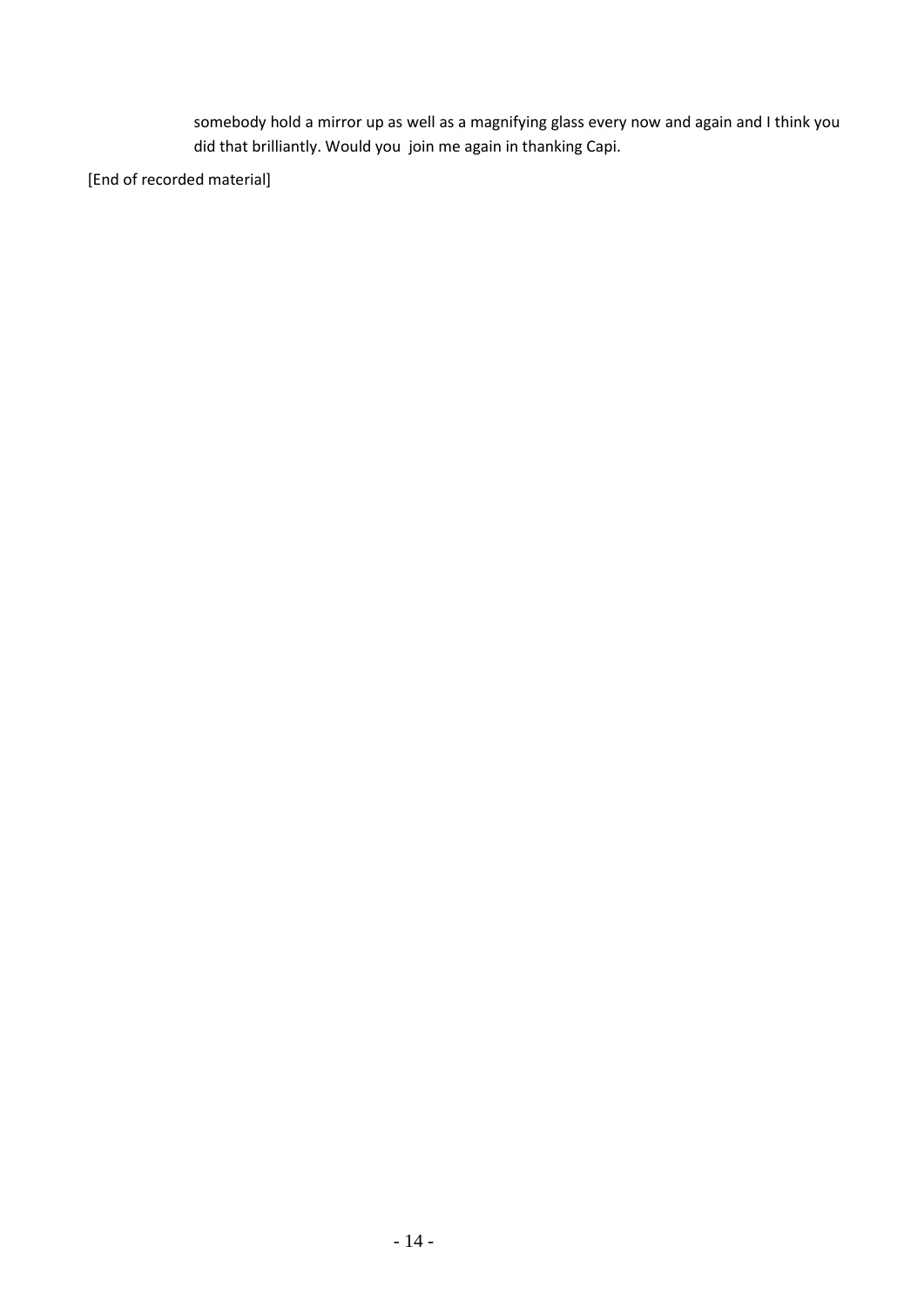somebody hold a mirror up as well as a magnifying glass every now and again and I think you did that brilliantly. Would you join me again in thanking Capi.

[End of recorded material]